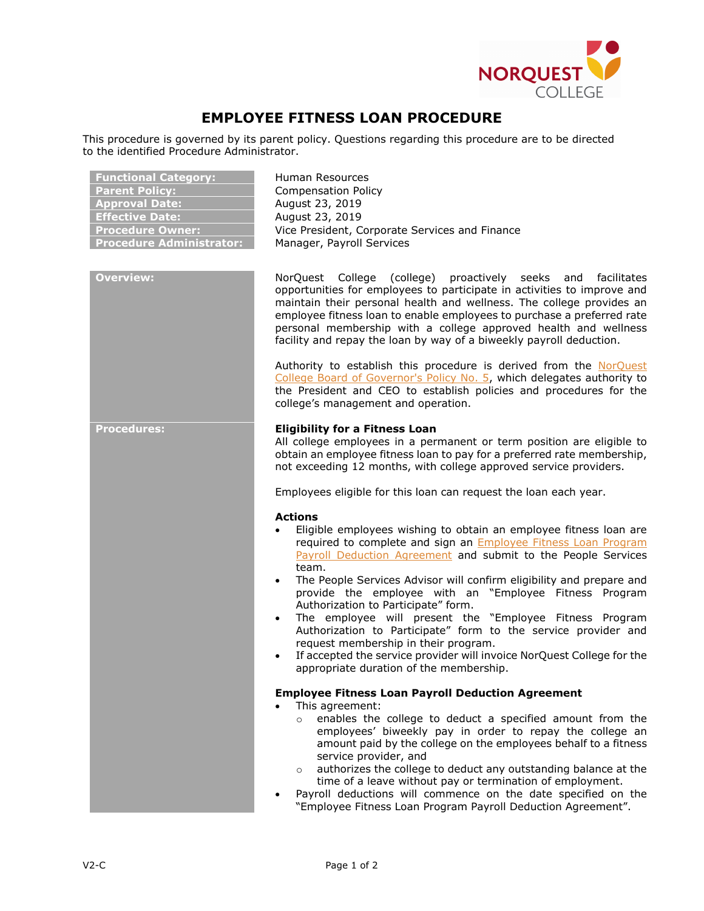# EMPLOYEE FITNESS LOAN PROCEDURE

This procedure is governed by its parent policy. Questions regarding this procedure are to be directed to the identified Procedure Administrator.

| | |
|---|---|
| **Functional Category:** | Human Resources |
| **Parent Policy:** | Compensation Policy |
| **Approval Date:** | August 23, 2019 |
| **Effective Date:** | August 23, 2019 |
| **Procedure Owner:** | Vice President, Corporate Services and Finance |
| **Procedure Administrator:** | Manager, Payroll Services |

## Overview:

NorQuest College (college) proactively seeks and facilitates opportunities for employees to participate in activities to improve and maintain their personal health and wellness. The college provides an employee fitness loan to enable employees to purchase a preferred rate personal membership with a college approved health and wellness facility and repay the loan by way of a biweekly payroll deduction.

Authority to establish this procedure is derived from the NorQuest College Board of Governor's Policy No. 5, which delegates authority to the President and CEO to establish policies and procedures for the college's management and operation.

## Procedures:

### Eligibility for a Fitness Loan

All college employees in a permanent or term position are eligible to obtain an employee fitness loan to pay for a preferred rate membership, not exceeding 12 months, with college approved service providers.

Employees eligible for this loan can request the loan each year.

### Actions

- Eligible employees wishing to obtain an employee fitness loan are required to complete and sign an Employee Fitness Loan Program Payroll Deduction Agreement and submit to the People Services team.
- The People Services Advisor will confirm eligibility and prepare and provide the employee with an "Employee Fitness Program Authorization to Participate" form.
- The employee will present the "Employee Fitness Program Authorization to Participate" form to the service provider and request membership in their program.
- If accepted the service provider will invoice NorQuest College for the appropriate duration of the membership.

### Employee Fitness Loan Payroll Deduction Agreement

- This agreement:
  - enables the college to deduct a specified amount from the employees' biweekly pay in order to repay the college an amount paid by the college on the employees behalf to a fitness service provider, and
  - authorizes the college to deduct any outstanding balance at the time of a leave without pay or termination of employment.
- Payroll deductions will commence on the date specified on the "Employee Fitness Loan Program Payroll Deduction Agreement".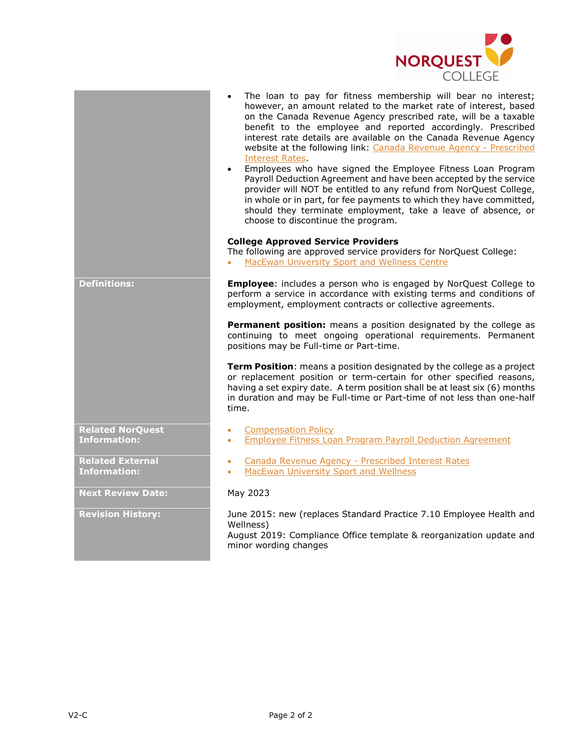- The loan to pay for fitness membership will bear no interest; however, an amount related to the market rate of interest, based on the Canada Revenue Agency prescribed rate, will be a taxable benefit to the employee and reported accordingly. Prescribed interest rate details are available on the Canada Revenue Agency website at the following link: Canada Revenue Agency - Prescribed Interest Rates.
- Employees who have signed the Employee Fitness Loan Program Payroll Deduction Agreement and have been accepted by the service provider will NOT be entitled to any refund from NorQuest College, in whole or in part, for fee payments to which they have committed, should they terminate employment, take a leave of absence, or choose to discontinue the program.

**College Approved Service Providers**

The following are approved service providers for NorQuest College:

- MacEwan University Sport and Wellness Centre

**Definitions:**

**Employee**: includes a person who is engaged by NorQuest College to perform a service in accordance with existing terms and conditions of employment, employment contracts or collective agreements.

**Permanent position:** means a position designated by the college as continuing to meet ongoing operational requirements. Permanent positions may be Full-time or Part-time.

**Term Position**: means a position designated by the college as a project or replacement position or term-certain for other specified reasons, having a set expiry date. A term position shall be at least six (6) months in duration and may be Full-time or Part-time of not less than one-half time.

**Related NorQuest Information:**

- Compensation Policy
- Employee Fitness Loan Program Payroll Deduction Agreement

**Related External Information:**

- Canada Revenue Agency - Prescribed Interest Rates
- MacEwan University Sport and Wellness

**Next Review Date:**

May 2023

**Revision History:**

June 2015: new (replaces Standard Practice 7.10 Employee Health and Wellness)
August 2019: Compliance Office template & reorganization update and minor wording changes